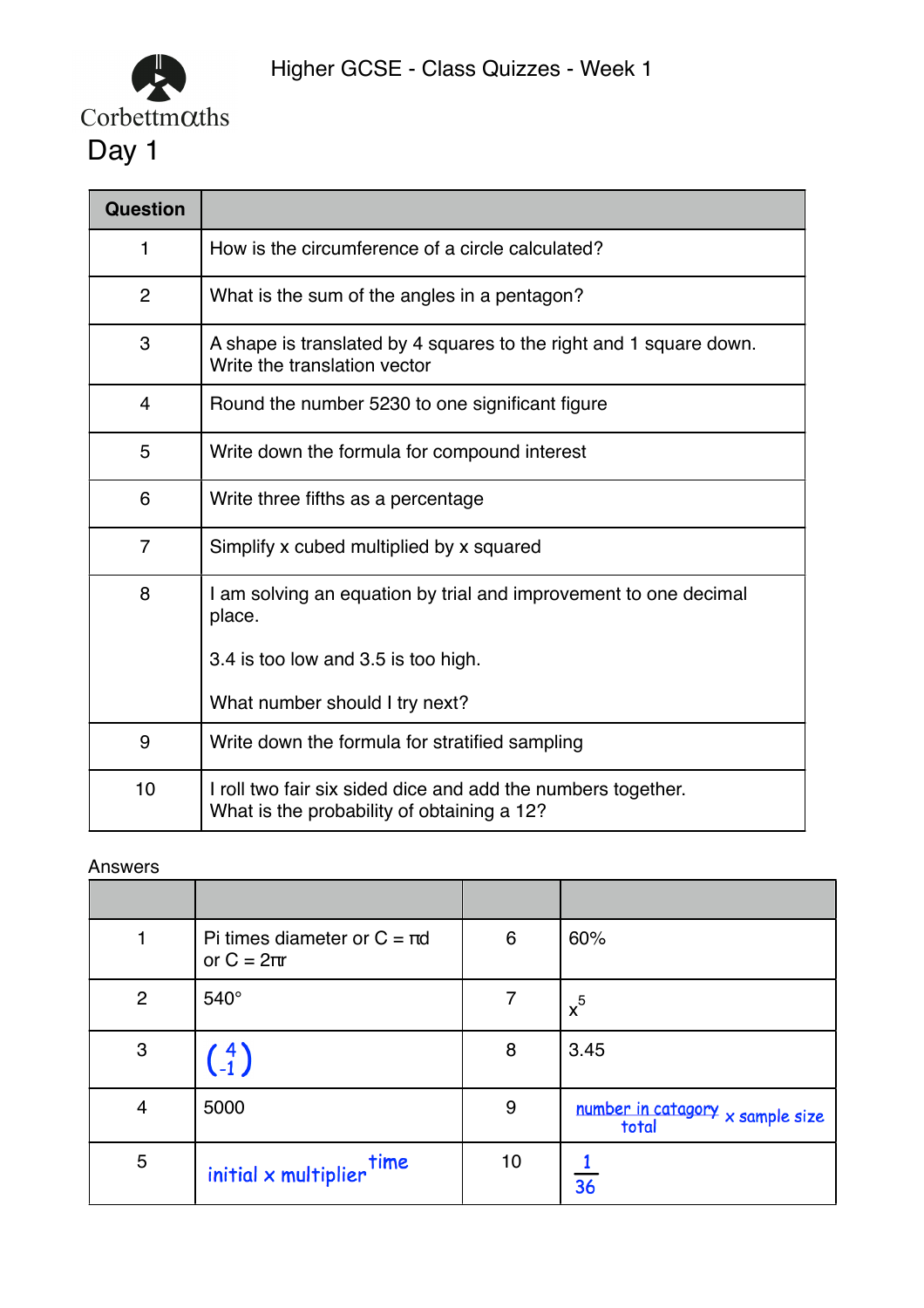Corbettmaths

Higher GCSE - Class Quizzes - Week 1

# Day 1

| Question | |
|---|---|
| 1 | How is the circumference of a circle calculated? |
| 2 | What is the sum of the angles in a pentagon? |
| 3 | A shape is translated by 4 squares to the right and 1 square down. Write the translation vector |
| 4 | Round the number 5230 to one significant figure |
| 5 | Write down the formula for compound interest |
| 6 | Write three fifths as a percentage |
| 7 | Simplify x cubed multiplied by x squared |
| 8 | I am solving an equation by trial and improvement to one decimal place.<br><br>3.4 is too low and 3.5 is too high.<br><br>What number should I try next? |
| 9 | Write down the formula for stratified sampling |
| 10 | I roll two fair six sided dice and add the numbers together. What is the probability of obtaining a 12? |

Answers

| | | | |
|---|---|---|---|
| 1 | Pi times diameter or $C = \pi d$ or $C = 2\pi r$ | 6 | 60% |
| 2 | 540° | 7 | $x^5$ |
| 3 | $\begin{pmatrix} 4 \\ -1 \end{pmatrix}$ | 8 | 3.45 |
| 4 | 5000 | 9 | $\frac{\text{number in catagory}}{\text{total}} \times \text{sample size}$ |
| 5 | $\text{initial} \times \text{multiplier}^{\text{time}}$ | 10 | $\frac{1}{36}$ |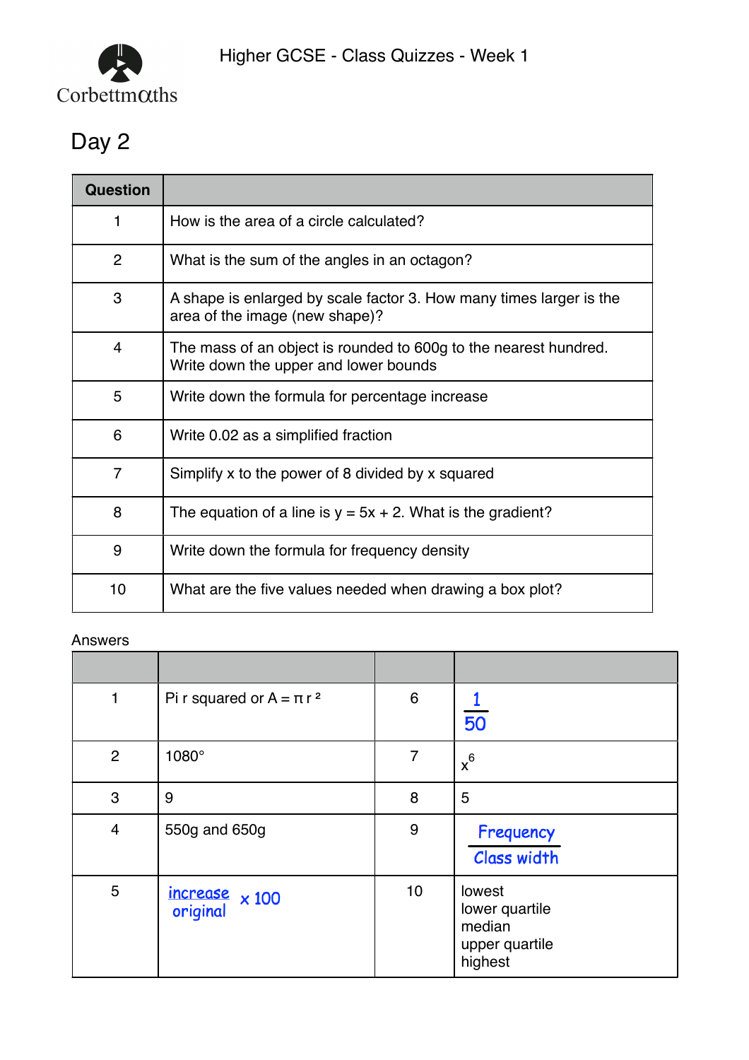Higher GCSE - Class Quizzes - Week 1

## Day 2

| Question | |
|---|---|
| 1 | How is the area of a circle calculated? |
| 2 | What is the sum of the angles in an octagon? |
| 3 | A shape is enlarged by scale factor 3. How many times larger is the area of the image (new shape)? |
| 4 | The mass of an object is rounded to 600g to the nearest hundred. Write down the upper and lower bounds |
| 5 | Write down the formula for percentage increase |
| 6 | Write 0.02 as a simplified fraction |
| 7 | Simplify x to the power of 8 divided by x squared |
| 8 | The equation of a line is y = 5x + 2. What is the gradient? |
| 9 | Write down the formula for frequency density |
| 10 | What are the five values needed when drawing a box plot? |

Answers

| | | | |
|---|---|---|---|
| 1 | Pi r squared or $A = \pi r^2$ | 6 | $\frac{1}{50}$ |
| 2 | 1080° | 7 | $x^6$ |
| 3 | 9 | 8 | 5 |
| 4 | 550g and 650g | 9 | $\frac{\text{Frequency}}{\text{Class width}}$ |
| 5 | $\frac{\text{increase}}{\text{original}} \times 100$ | 10 | lowest<br>lower quartile<br>median<br>upper quartile<br>highest |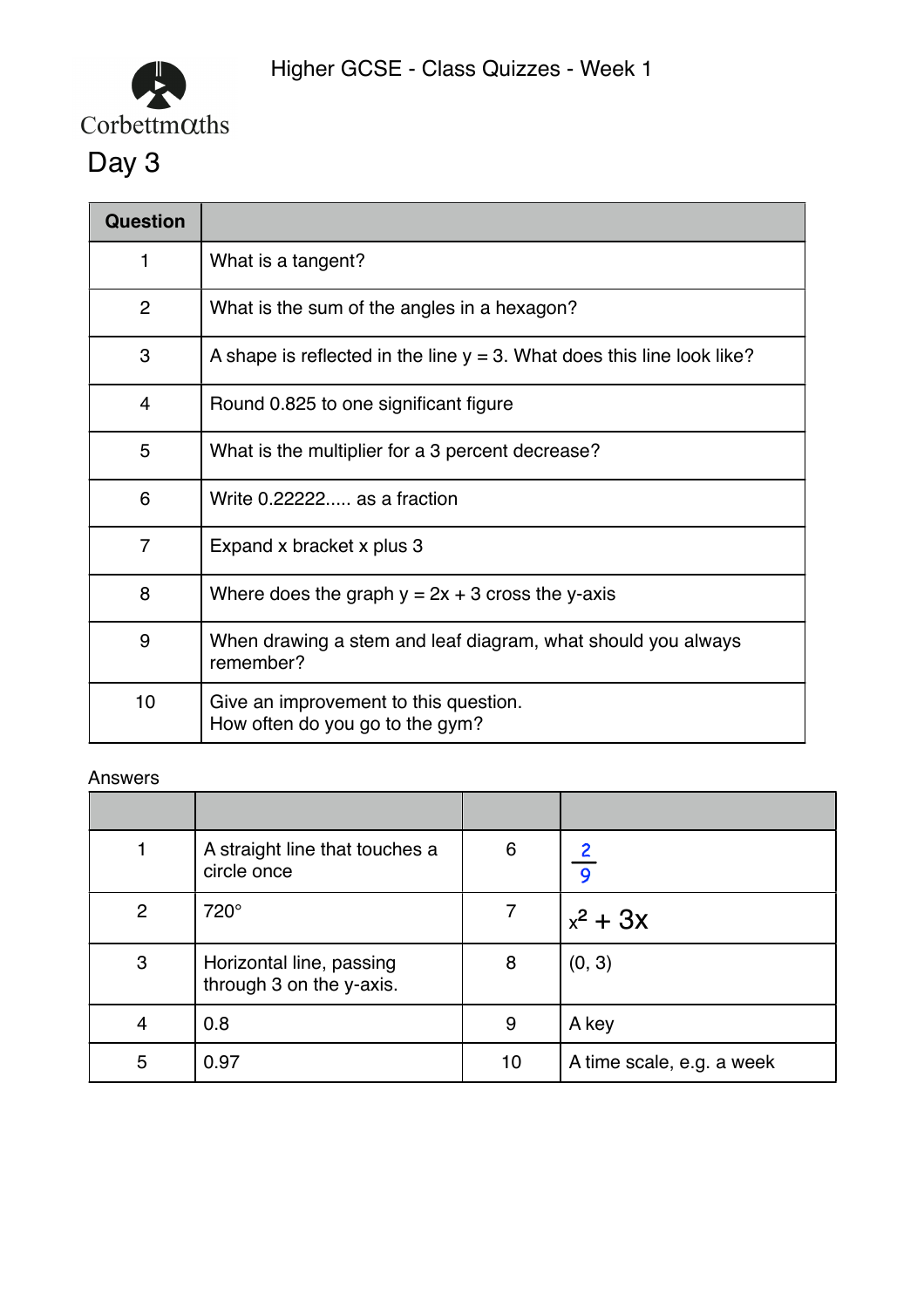Corbettmaths

Higher GCSE - Class Quizzes - Week 1

# Day 3

| Question | |
|---|---|
| 1 | What is a tangent? |
| 2 | What is the sum of the angles in a hexagon? |
| 3 | A shape is reflected in the line y = 3. What does this line look like? |
| 4 | Round 0.825 to one significant figure |
| 5 | What is the multiplier for a 3 percent decrease? |
| 6 | Write 0.22222..... as a fraction |
| 7 | Expand x bracket x plus 3 |
| 8 | Where does the graph y = 2x + 3 cross the y-axis |
| 9 | When drawing a stem and leaf diagram, what should you always remember? |
| 10 | Give an improvement to this question.<br>How often do you go to the gym? |

Answers

| | | | |
|---|---|---|---|
| 1 | A straight line that touches a circle once | 6 | $\frac{2}{9}$ |
| 2 | 720° | 7 | $x^2 + 3x$ |
| 3 | Horizontal line, passing through 3 on the y-axis. | 8 | (0, 3) |
| 4 | 0.8 | 9 | A key |
| 5 | 0.97 | 10 | A time scale, e.g. a week |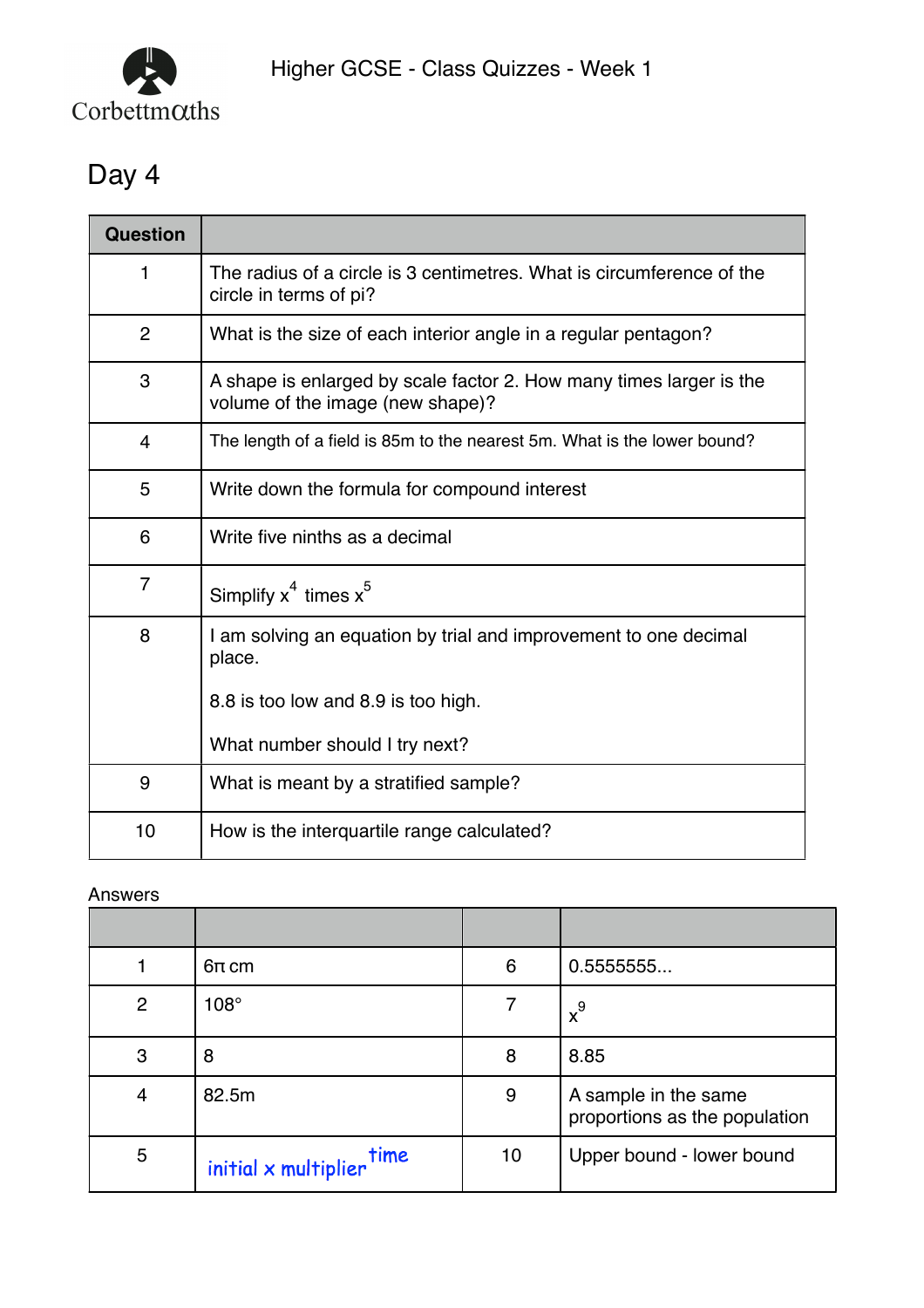Higher GCSE - Class Quizzes - Week 1

# Day 4

| Question | |
|---|---|
| 1 | The radius of a circle is 3 centimetres. What is circumference of the circle in terms of pi? |
| 2 | What is the size of each interior angle in a regular pentagon? |
| 3 | A shape is enlarged by scale factor 2. How many times larger is the volume of the image (new shape)? |
| 4 | The length of a field is 85m to the nearest 5m. What is the lower bound? |
| 5 | Write down the formula for compound interest |
| 6 | Write five ninths as a decimal |
| 7 | Simplify $x^4$ times $x^5$ |
| 8 | I am solving an equation by trial and improvement to one decimal place.<br><br>8.8 is too low and 8.9 is too high.<br><br>What number should I try next? |
| 9 | What is meant by a stratified sample? |
| 10 | How is the interquartile range calculated? |

Answers

| | | | |
|---|---|---|---|
| 1 | $6\pi$ cm | 6 | 0.5555555... |
| 2 | 108° | 7 | $x^9$ |
| 3 | 8 | 8 | 8.85 |
| 4 | 82.5m | 9 | A sample in the same proportions as the population |
| 5 | initial x multiplier$^{\text{time}}$ | 10 | Upper bound - lower bound |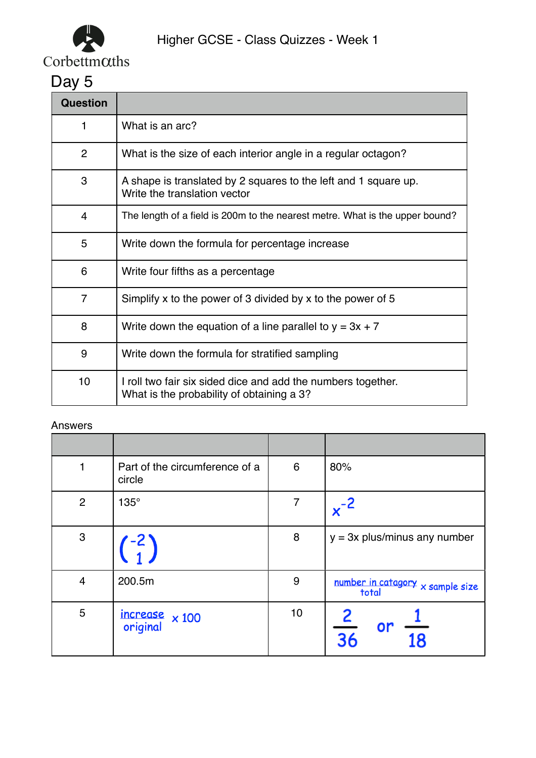Higher GCSE - Class Quizzes - Week 1

## Day 5

| Question | |
|---|---|
| 1 | What is an arc? |
| 2 | What is the size of each interior angle in a regular octagon? |
| 3 | A shape is translated by 2 squares to the left and 1 square up. Write the translation vector |
| 4 | The length of a field is 200m to the nearest metre. What is the upper bound? |
| 5 | Write down the formula for percentage increase |
| 6 | Write four fifths as a percentage |
| 7 | Simplify x to the power of 3 divided by x to the power of 5 |
| 8 | Write down the equation of a line parallel to y = 3x + 7 |
| 9 | Write down the formula for stratified sampling |
| 10 | I roll two fair six sided dice and add the numbers together. What is the probability of obtaining a 3? |

Answers

| | | | |
|---|---|---|---|
| 1 | Part of the circumference of a circle | 6 | 80% |
| 2 | 135° | 7 | $x^{-2}$ |
| 3 | $\begin{pmatrix} -2 \\ 1 \end{pmatrix}$ | 8 | y = 3x plus/minus any number |
| 4 | 200.5m | 9 | $\frac{\text{number in catagory}}{\text{total}} \times \text{sample size}$ |
| 5 | $\frac{\text{increase}}{\text{original}} \times 100$ | 10 | $\frac{2}{36}$ or $\frac{1}{18}$ |